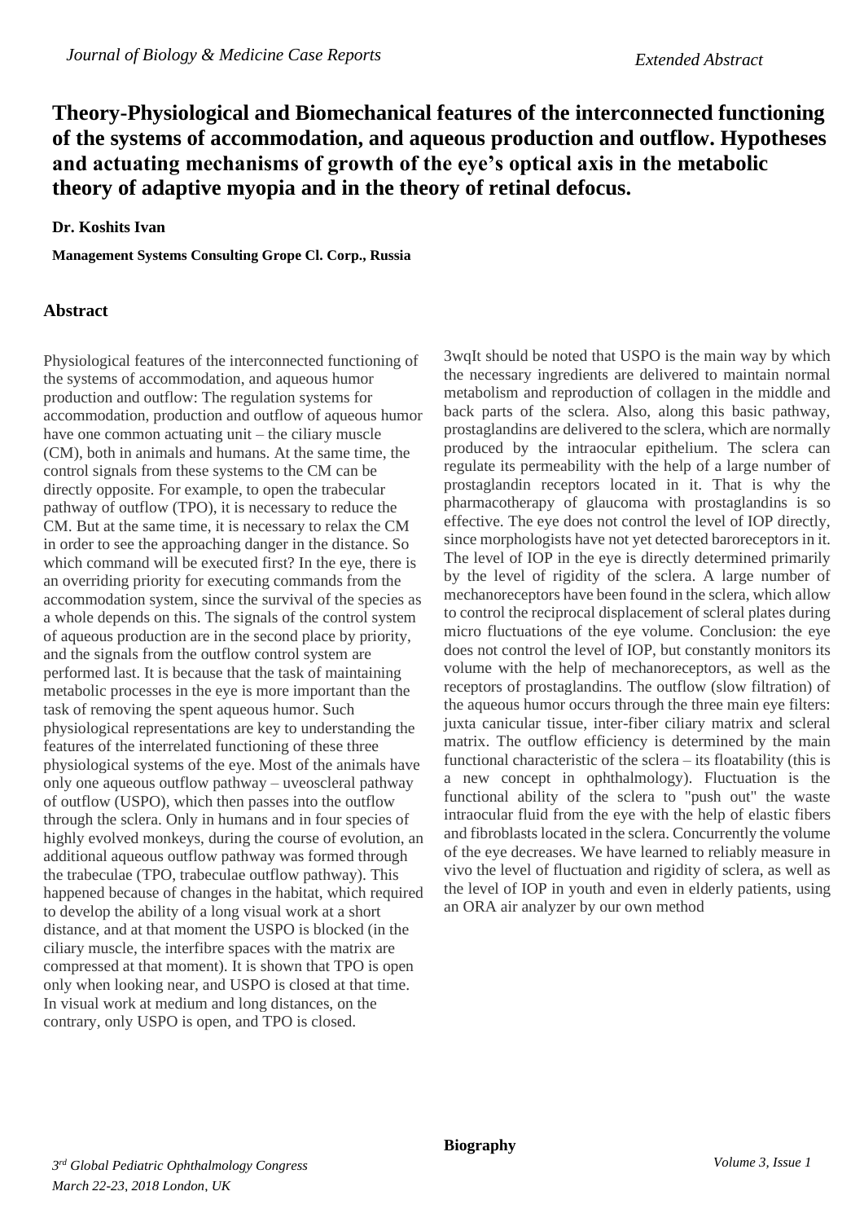# Theory-Physiological and Biomechanical features of the interconnected functioning of the systems of accommodation, and aqueous production and outflow. Hypotheses and actuating mechanisms of growth of the eye's optical axis in the metabolic theory of adaptive myopia and in the theory of retinal defocus.

**Dr. Koshits Ivan**

**Management Systems Consulting Grope Cl. Corp., Russia**

## Abstract

Physiological features of the interconnected functioning of the systems of accommodation, and aqueous humor production and outflow: The regulation systems for accommodation, production and outflow of aqueous humor have one common actuating unit – the ciliary muscle (CM), both in animals and humans. At the same time, the control signals from these systems to the CM can be directly opposite. For example, to open the trabecular pathway of outflow (TPO), it is necessary to reduce the CM. But at the same time, it is necessary to relax the CM in order to see the approaching danger in the distance. So which command will be executed first? In the eye, there is an overriding priority for executing commands from the accommodation system, since the survival of the species as a whole depends on this. The signals of the control system of aqueous production are in the second place by priority, and the signals from the outflow control system are performed last. It is because that the task of maintaining metabolic processes in the eye is more important than the task of removing the spent aqueous humor. Such physiological representations are key to understanding the features of the interrelated functioning of these three physiological systems of the eye. Most of the animals have only one aqueous outflow pathway – uveoscleral pathway of outflow (USPO), which then passes into the outflow through the sclera. Only in humans and in four species of highly evolved monkeys, during the course of evolution, an additional aqueous outflow pathway was formed through the trabeculae (TPO, trabeculae outflow pathway). This happened because of changes in the habitat, which required to develop the ability of a long visual work at a short distance, and at that moment the USPO is blocked (in the ciliary muscle, the interfibre spaces with the matrix are compressed at that moment). It is shown that TPO is open only when looking near, and USPO is closed at that time. In visual work at medium and long distances, on the contrary, only USPO is open, and TPO is closed.

3wqIt should be noted that USPO is the main way by which the necessary ingredients are delivered to maintain normal metabolism and reproduction of collagen in the middle and back parts of the sclera. Also, along this basic pathway, prostaglandins are delivered to the sclera, which are normally produced by the intraocular epithelium. The sclera can regulate its permeability with the help of a large number of prostaglandin receptors located in it. That is why the pharmacotherapy of glaucoma with prostaglandins is so effective. The eye does not control the level of IOP directly, since morphologists have not yet detected baroreceptors in it. The level of IOP in the eye is directly determined primarily by the level of rigidity of the sclera. A large number of mechanoreceptors have been found in the sclera, which allow to control the reciprocal displacement of scleral plates during micro fluctuations of the eye volume. Conclusion: the eye does not control the level of IOP, but constantly monitors its volume with the help of mechanoreceptors, as well as the receptors of prostaglandins. The outflow (slow filtration) of the aqueous humor occurs through the three main eye filters: juxta canicular tissue, inter-fiber ciliary matrix and scleral matrix. The outflow efficiency is determined by the main functional characteristic of the sclera – its floatability (this is a new concept in ophthalmology). Fluctuation is the functional ability of the sclera to "push out" the waste intraocular fluid from the eye with the help of elastic fibers and fibroblasts located in the sclera. Concurrently the volume of the eye decreases. We have learned to reliably measure in vivo the level of fluctuation and rigidity of sclera, as well as the level of IOP in youth and even in elderly patients, using an ORA air analyzer by our own method

**Biography**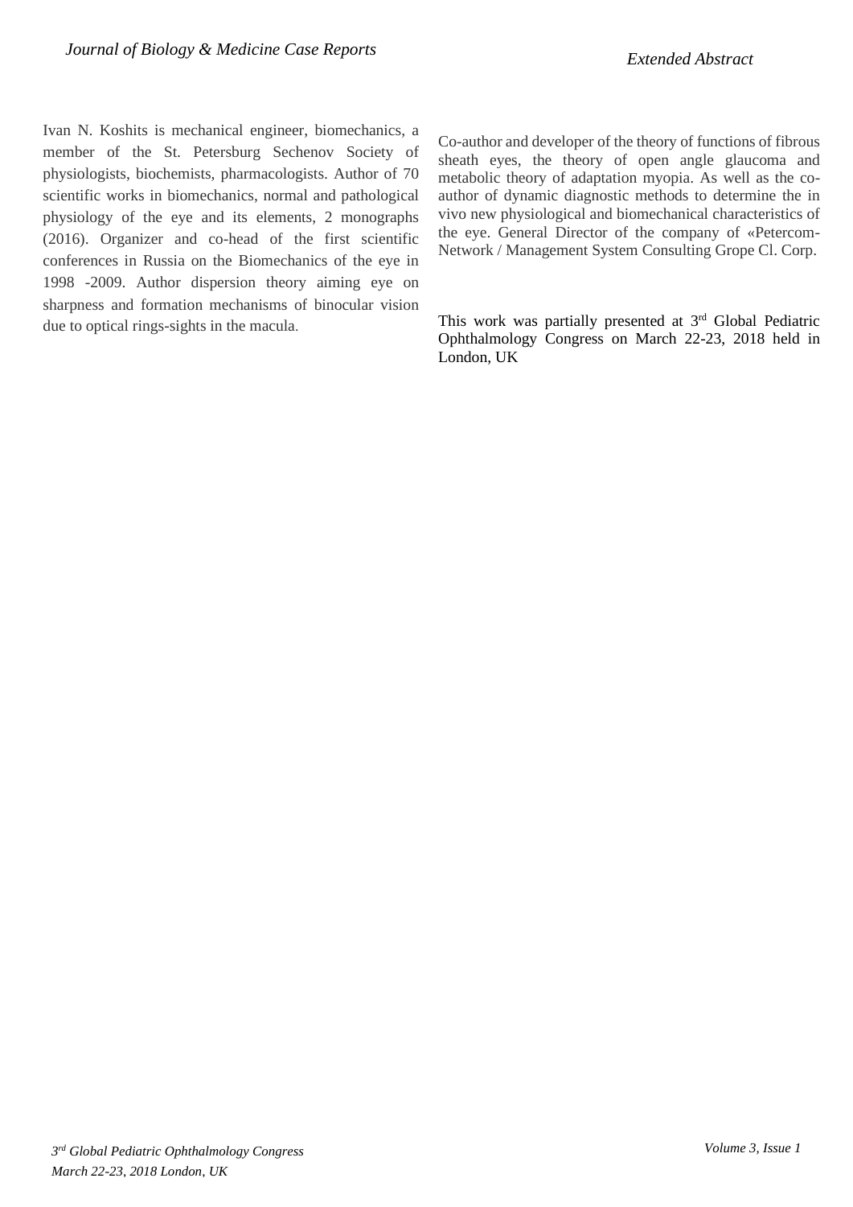Ivan N. Koshits is mechanical engineer, biomechanics, a member of the St. Petersburg Sechenov Society of physiologists, biochemists, pharmacologists. Author of 70 scientific works in biomechanics, normal and pathological physiology of the eye and its elements, 2 monographs (2016). Organizer and co-head of the first scientific conferences in Russia on the Biomechanics of the eye in 1998 -2009. Author dispersion theory aiming eye on sharpness and formation mechanisms of binocular vision due to optical rings-sights in the macula. Co-author and developer of the theory of functions of fibrous sheath eyes, the theory of open angle glaucoma and metabolic theory of adaptation myopia. As well as the co-author of dynamic diagnostic methods to determine the in vivo new physiological and biomechanical characteristics of the eye. General Director of the company of «Petercom-Network / Management System Consulting Grope Cl. Corp.

This work was partially presented at 3rd Global Pediatric Ophthalmology Congress on March 22-23, 2018 held in London, UK